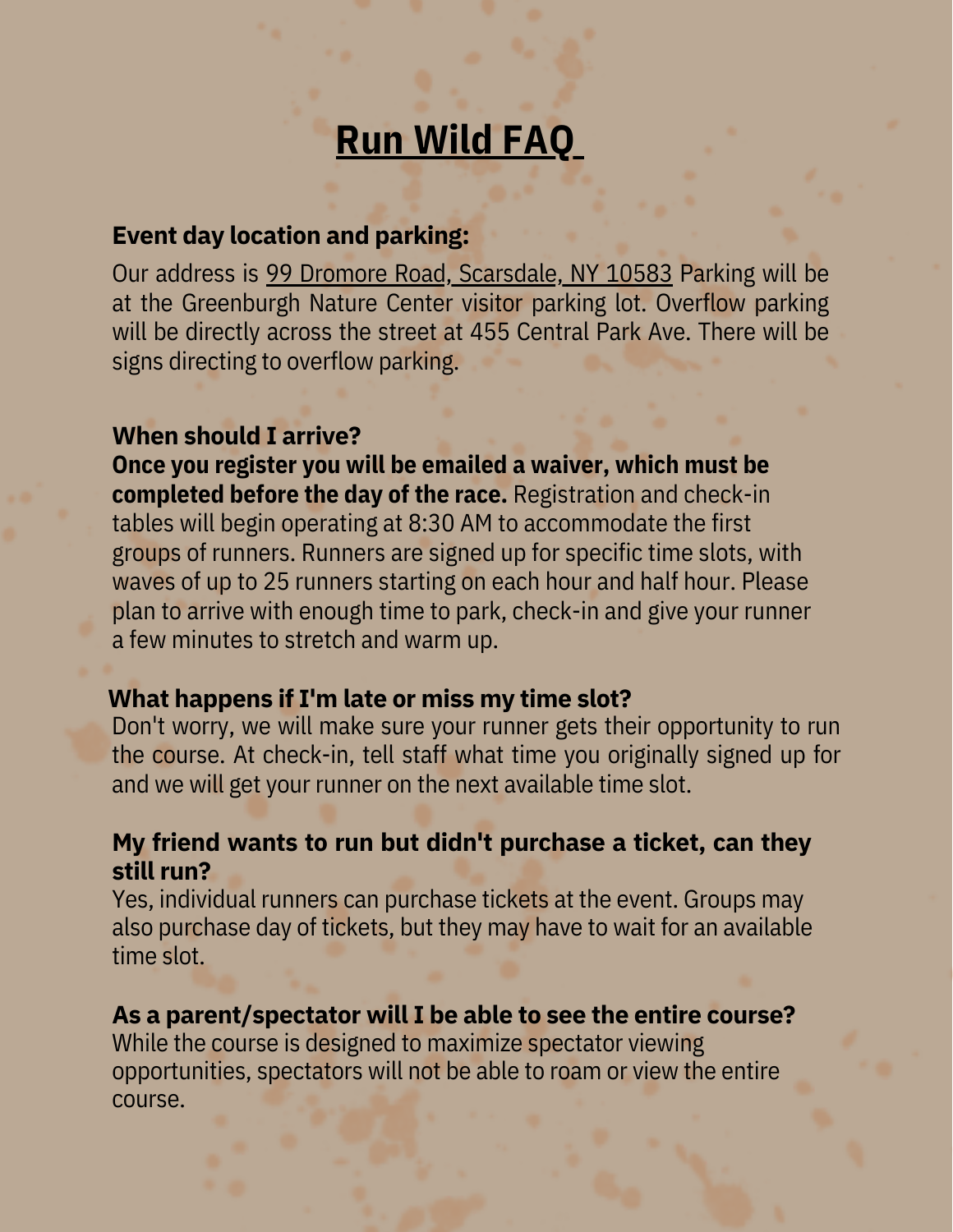# Run Wild FAQ

**Event day location and parking:**

Our address is 99 Dromore Road, Scarsdale, NY 10583 Parking will be at the Greenburgh Nature Center visitor parking lot. Overflow parking will be directly across the street at 455 Central Park Ave. There will be signs directing to overflow parking.

**When should I arrive?**

**Once you register you will be emailed a waiver, which must be completed before the day of the race.** Registration and check-in tables will begin operating at 8:30 AM to accommodate the first groups of runners. Runners are signed up for specific time slots, with waves of up to 25 runners starting on each hour and half hour. Please plan to arrive with enough time to park, check-in and give your runner a few minutes to stretch and warm up.

**What happens if I'm late or miss my time slot?**

Don't worry, we will make sure your runner gets their opportunity to run the course. At check-in, tell staff what time you originally signed up for and we will get your runner on the next available time slot.

**My friend wants to run but didn't purchase a ticket, can they still run?**

Yes, individual runners can purchase tickets at the event. Groups may also purchase day of tickets, but they may have to wait for an available time slot.

**As a parent/spectator will I be able to see the entire course?**

While the course is designed to maximize spectator viewing opportunities, spectators will not be able to roam or view the entire course.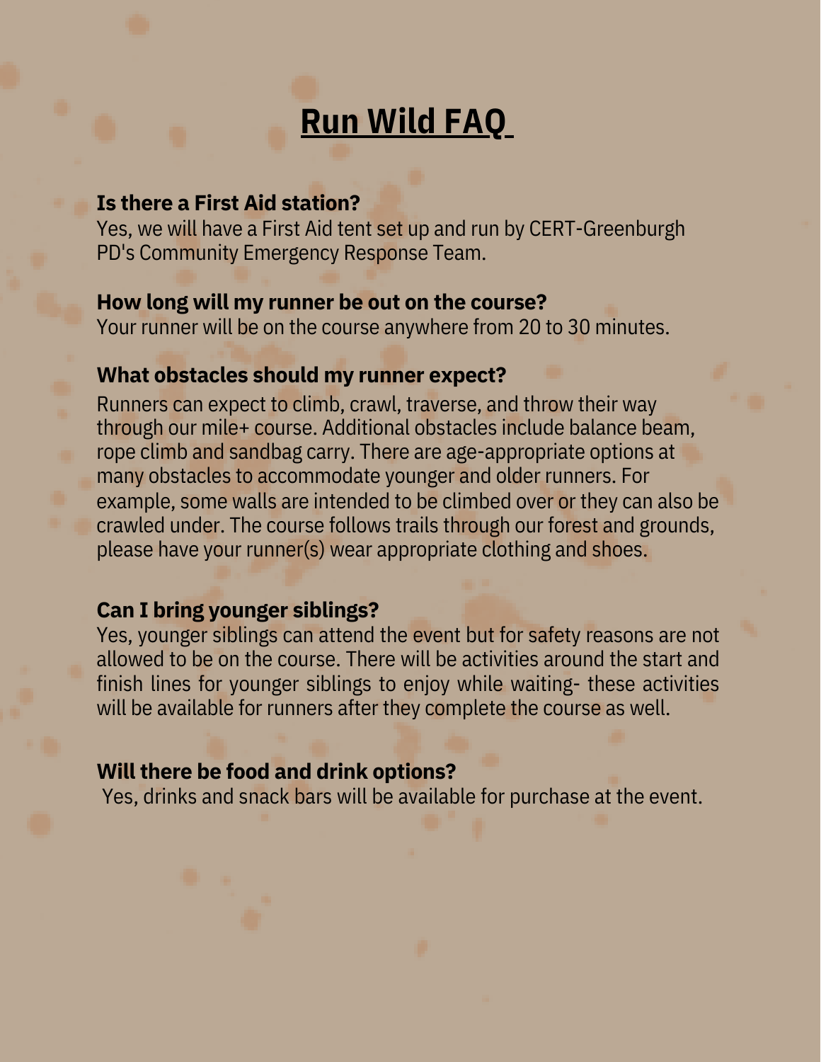# Run Wild FAQ

**Is there a First Aid station?**
Yes, we will have a First Aid tent set up and run by CERT-Greenburgh PD's Community Emergency Response Team.

**How long will my runner be out on the course?**
Your runner will be on the course anywhere from 20 to 30 minutes.

**What obstacles should my runner expect?**
Runners can expect to climb, crawl, traverse, and throw their way through our mile+ course. Additional obstacles include balance beam, rope climb and sandbag carry. There are age-appropriate options at many obstacles to accommodate younger and older runners. For example, some walls are intended to be climbed over or they can also be crawled under. The course follows trails through our forest and grounds, please have your runner(s) wear appropriate clothing and shoes.

**Can I bring younger siblings?**
Yes, younger siblings can attend the event but for safety reasons are not allowed to be on the course. There will be activities around the start and finish lines for younger siblings to enjoy while waiting- these activities will be available for runners after they complete the course as well.

**Will there be food and drink options?**
Yes, drinks and snack bars will be available for purchase at the event.